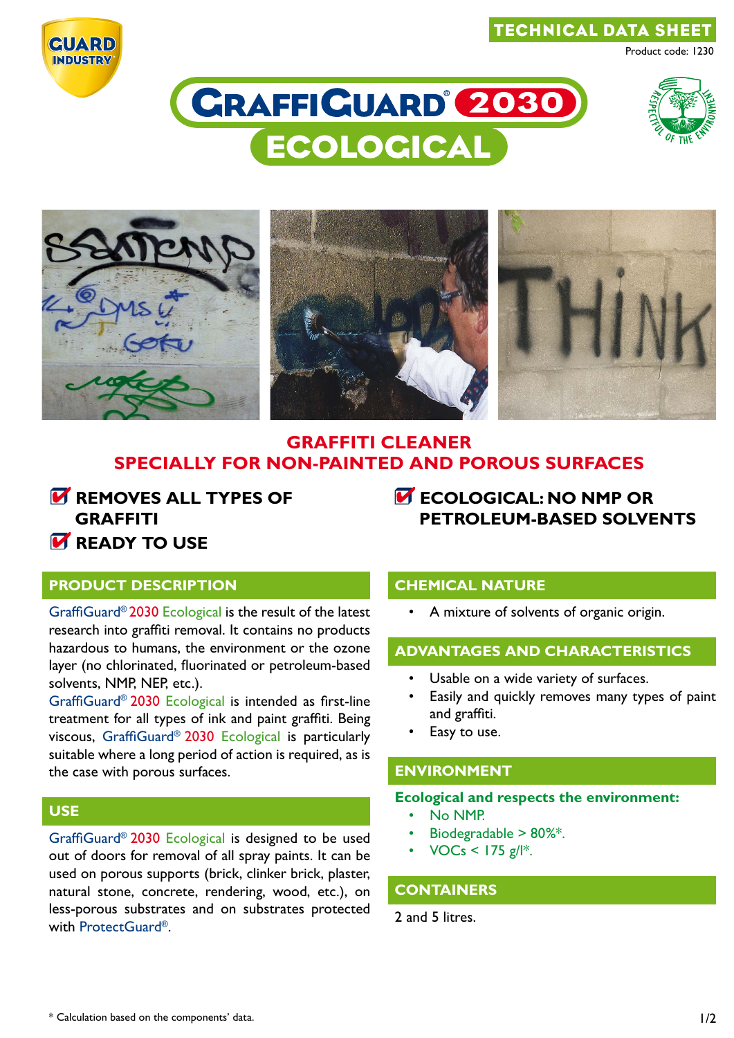TECHNICAL DATA SHEET

Product code: 1230

# GRAFFIGUARD® 2030 ECOLOGICAL

## GRAFFITI CLEANER
## SPECIALLY FOR NON-PAINTED AND POROUS SURFACES

- **REMOVES ALL TYPES OF GRAFFITI**
- **READY TO USE**
- **ECOLOGICAL: NO NMP OR PETROLEUM-BASED SOLVENTS**

### PRODUCT DESCRIPTION

GraffiGuard® 2030 Ecological is the result of the latest research into graffiti removal. It contains no products hazardous to humans, the environment or the ozone layer (no chlorinated, fluorinated or petroleum-based solvents, NMP, NEP, etc.).

GraffiGuard® 2030 Ecological is intended as first-line treatment for all types of ink and paint graffiti. Being viscous, GraffiGuard® 2030 Ecological is particularly suitable where a long period of action is required, as is the case with porous surfaces.

### USE

GraffiGuard® 2030 Ecological is designed to be used out of doors for removal of all spray paints. It can be used on porous supports (brick, clinker brick, plaster, natural stone, concrete, rendering, wood, etc.), on less-porous substrates and on substrates protected with ProtectGuard®.

### CHEMICAL NATURE

- A mixture of solvents of organic origin.

### ADVANTAGES AND CHARACTERISTICS

- Usable on a wide variety of surfaces.
- Easily and quickly removes many types of paint and graffiti.
- Easy to use.

### ENVIRONMENT

**Ecological and respects the environment:**

- No NMP.
- Biodegradable > 80%*.
- VOCs < 175 g/l*.

### CONTAINERS

2 and 5 litres.

\* Calculation based on the components' data.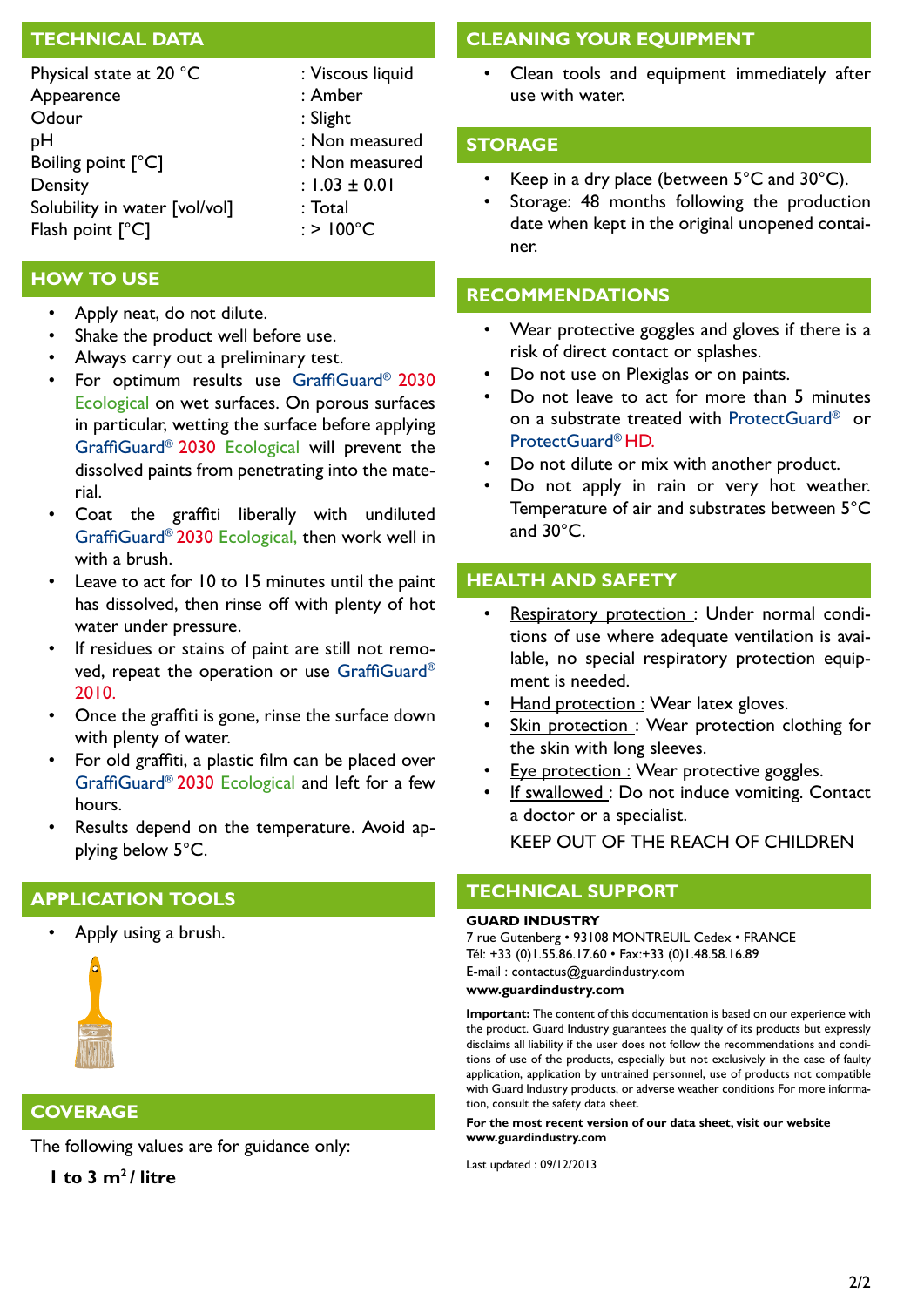## TECHNICAL DATA

| | |
|---|---|
| Physical state at 20 °C | : Viscous liquid |
| Appearence | : Amber |
| Odour | : Slight |
| pH | : Non measured |
| Boiling point [°C] | : Non measured |
| Density | : 1.03 ± 0.01 |
| Solubility in water [vol/vol] | : Total |
| Flash point [°C] | : > 100°C |

## HOW TO USE

- Apply neat, do not dilute.
- Shake the product well before use.
- Always carry out a preliminary test.
- For optimum results use GraffiGuard® 2030 Ecological on wet surfaces. On porous surfaces in particular, wetting the surface before applying GraffiGuard® 2030 Ecological will prevent the dissolved paints from penetrating into the material.
- Coat the graffiti liberally with undiluted GraffiGuard® 2030 Ecological, then work well in with a brush.
- Leave to act for 10 to 15 minutes until the paint has dissolved, then rinse off with plenty of hot water under pressure.
- If residues or stains of paint are still not removed, repeat the operation or use GraffiGuard® 2010.
- Once the graffiti is gone, rinse the surface down with plenty of water.
- For old graffiti, a plastic film can be placed over GraffiGuard® 2030 Ecological and left for a few hours.
- Results depend on the temperature. Avoid applying below 5°C.

## APPLICATION TOOLS

- Apply using a brush.

## COVERAGE

The following values are for guidance only:

**1 to 3 m²/ litre**

## CLEANING YOUR EQUIPMENT

- Clean tools and equipment immediately after use with water.

## STORAGE

- Keep in a dry place (between 5°C and 30°C).
- Storage: 48 months following the production date when kept in the original unopened container.

## RECOMMENDATIONS

- Wear protective goggles and gloves if there is a risk of direct contact or splashes.
- Do not use on Plexiglas or on paints.
- Do not leave to act for more than 5 minutes on a substrate treated with ProtectGuard® or ProtectGuard® HD.
- Do not dilute or mix with another product.
- Do not apply in rain or very hot weather. Temperature of air and substrates between 5°C and 30°C.

## HEALTH AND SAFETY

- Respiratory protection : Under normal conditions of use where adequate ventilation is available, no special respiratory protection equipment is needed.
- Hand protection : Wear latex gloves.
- Skin protection : Wear protection clothing for the skin with long sleeves.
- Eye protection : Wear protective goggles.
- If swallowed : Do not induce vomiting. Contact a doctor or a specialist.

KEEP OUT OF THE REACH OF CHILDREN

## TECHNICAL SUPPORT

**GUARD INDUSTRY**
7 rue Gutenberg • 93108 MONTREUIL Cedex • FRANCE
Tél: +33 (0)1.55.86.17.60 • Fax:+33 (0)1.48.58.16.89
E-mail : contactus@guardindustry.com
**www.guardindustry.com**

**Important:** The content of this documentation is based on our experience with the product. Guard Industry guarantees the quality of its products but expressly disclaims all liability if the user does not follow the recommendations and conditions of use of the products, especially but not exclusively in the case of faulty application, application by untrained personnel, use of products not compatible with Guard Industry products, or adverse weather conditions For more information, consult the safety data sheet.

**For the most recent version of our data sheet, visit our website www.guardindustry.com**

Last updated : 09/12/2013